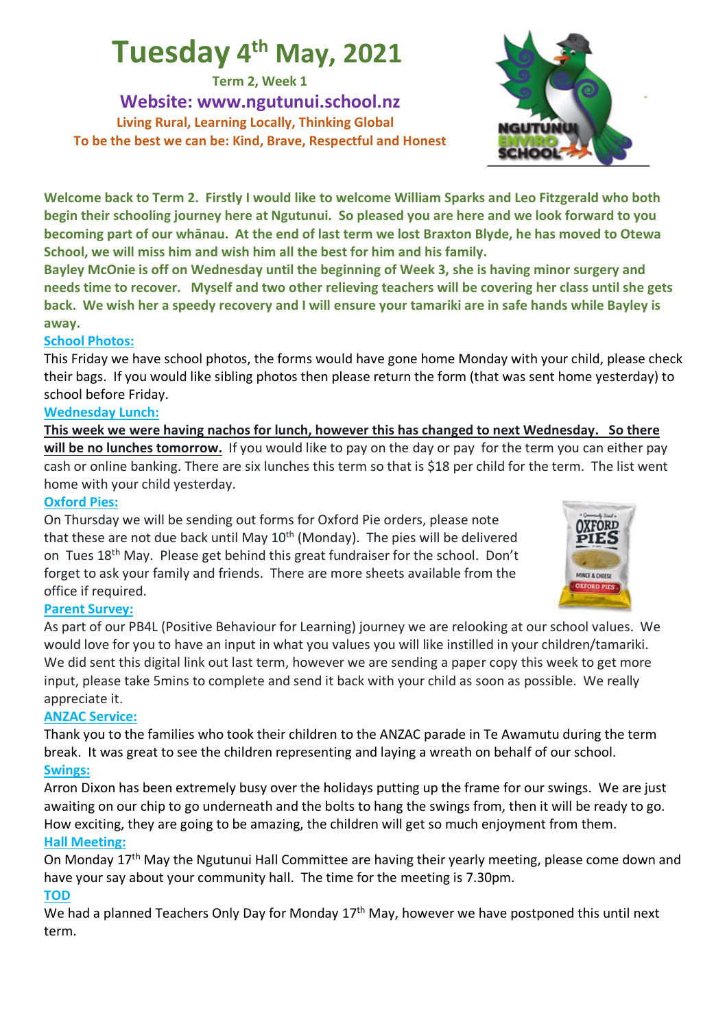# Tuesday 4th May, 2021

**Term 2, Week 1**

**Website: www.ngutunui.school.nz**

**Living Rural, Learning Locally, Thinking Global**

**To be the best we can be: Kind, Brave, Respectful and Honest**

**Welcome back to Term 2. Firstly I would like to welcome William Sparks and Leo Fitzgerald who both begin their schooling journey here at Ngutunui. So pleased you are here and we look forward to you becoming part of our whānau. At the end of last term we lost Braxton Blyde, he has moved to Otewa School, we will miss him and wish him all the best for him and his family.**

**Bayley McOnie is off on Wednesday until the beginning of Week 3, she is having minor surgery and needs time to recover. Myself and two other relieving teachers will be covering her class until she gets back. We wish her a speedy recovery and I will ensure your tamariki are in safe hands while Bayley is away.**

## School Photos:

This Friday we have school photos, the forms would have gone home Monday with your child, please check their bags. If you would like sibling photos then please return the form (that was sent home yesterday) to school before Friday.

## Wednesday Lunch:

**This week we were having nachos for lunch, however this has changed to next Wednesday. So there will be no lunches tomorrow.** If you would like to pay on the day or pay for the term you can either pay cash or online banking. There are six lunches this term so that is $18 per child for the term. The list went home with your child yesterday.

## Oxford Pies:

On Thursday we will be sending out forms for Oxford Pie orders, please note that these are not due back until May 10th (Monday). The pies will be delivered on Tues 18th May. Please get behind this great fundraiser for the school. Don't forget to ask your family and friends. There are more sheets available from the office if required.

## Parent Survey:

As part of our PB4L (Positive Behaviour for Learning) journey we are relooking at our school values. We would love for you to have an input in what you values you will like instilled in your children/tamariki. We did sent this digital link out last term, however we are sending a paper copy this week to get more input, please take 5mins to complete and send it back with your child as soon as possible. We really appreciate it.

## ANZAC Service:

Thank you to the families who took their children to the ANZAC parade in Te Awamutu during the term break. It was great to see the children representing and laying a wreath on behalf of our school.

## Swings:

Arron Dixon has been extremely busy over the holidays putting up the frame for our swings. We are just awaiting on our chip to go underneath and the bolts to hang the swings from, then it will be ready to go. How exciting, they are going to be amazing, the children will get so much enjoyment from them.

## Hall Meeting:

On Monday 17th May the Ngutunui Hall Committee are having their yearly meeting, please come down and have your say about your community hall. The time for the meeting is 7.30pm.

## TOD

We had a planned Teachers Only Day for Monday 17th May, however we have postponed this until next term.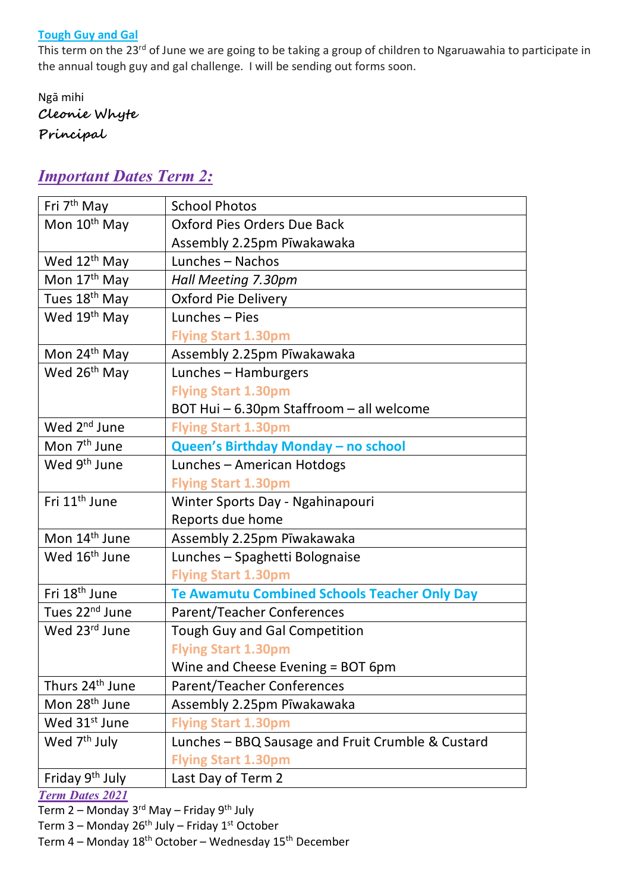**Tough Guy and Gal**

This term on the 23rd of June we are going to be taking a group of children to Ngaruawahia to participate in the annual tough guy and gal challenge. I will be sending out forms soon.

Ngā mihi

**Cleonie Whyte**

**Principal**

## *Important Dates Term 2:*

| Fri 7th May | School Photos |
|---|---|
| Mon 10th May | Oxford Pies Orders Due Back<br>Assembly 2.25pm Pīwakawaka |
| Wed 12th May | Lunches – Nachos |
| Mon 17th May | *Hall Meeting 7.30pm* |
| Tues 18th May | Oxford Pie Delivery |
| Wed 19th May | Lunches – Pies<br>**Flying Start 1.30pm** |
| Mon 24th May | Assembly 2.25pm Pīwakawaka |
| Wed 26th May | Lunches – Hamburgers<br>**Flying Start 1.30pm**<br>BOT Hui – 6.30pm Staffroom – all welcome |
| Wed 2nd June | **Flying Start 1.30pm** |
| Mon 7th June | **Queen's Birthday Monday – no school** |
| Wed 9th June | Lunches – American Hotdogs<br>**Flying Start 1.30pm** |
| Fri 11th June | Winter Sports Day - Ngahinapouri<br>Reports due home |
| Mon 14th June | Assembly 2.25pm Pīwakawaka |
| Wed 16th June | Lunches – Spaghetti Bolognaise<br>**Flying Start 1.30pm** |
| Fri 18th June | **Te Awamutu Combined Schools Teacher Only Day** |
| Tues 22nd June | Parent/Teacher Conferences |
| Wed 23rd June | Tough Guy and Gal Competition<br>**Flying Start 1.30pm**<br>Wine and Cheese Evening = BOT 6pm |
| Thurs 24th June | Parent/Teacher Conferences |
| Mon 28th June | Assembly 2.25pm Pīwakawaka |
| Wed 31st June | **Flying Start 1.30pm** |
| Wed 7th July | Lunches – BBQ Sausage and Fruit Crumble & Custard<br>**Flying Start 1.30pm** |
| Friday 9th July | Last Day of Term 2 |

***Term Dates 2021***

Term 2 – Monday 3rd May – Friday 9th July

Term 3 – Monday 26th July – Friday 1st October

Term 4 – Monday 18th October – Wednesday 15th December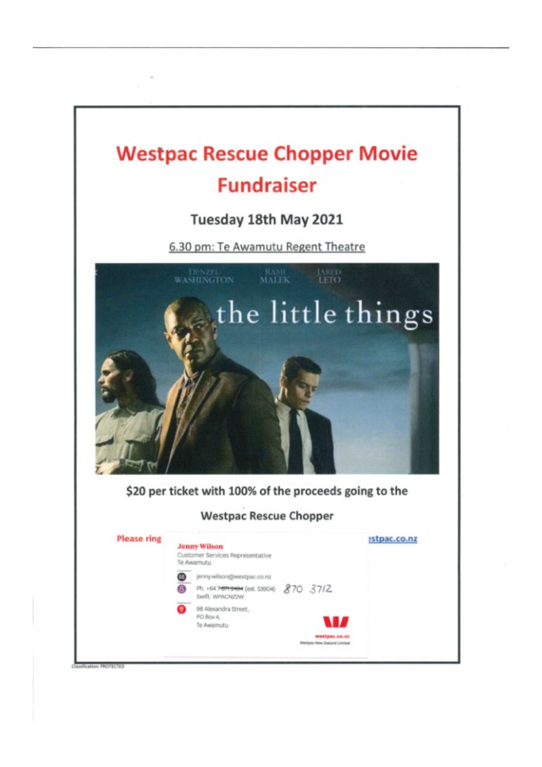# Westpac Rescue Chopper Movie Fundraiser

## Tuesday 18th May 2021

6.30 pm: Te Awamutu Regent Theatre

DENZEL WASHINGTON RAMI MALEK JARED LETO

the little things

**$20 per ticket with 100% of the proceeds going to the**

**Westpac Rescue Chopper**

**Please ring** ...stpac.co.nz

**Jenny Wilson**
Customer Services Representative
Te Awamutu

jenny.wilson@westpac.co.nz
Ph. +64 ~~7 871 2404~~ (ext. 53904) 870 3712
Swift. WPACNZ2W

98 Alexandra Street,
PO Box 4,
Te Awamutu

westpac.co.nz
Westpac New Zealand Limited

Classification: PROTECTED